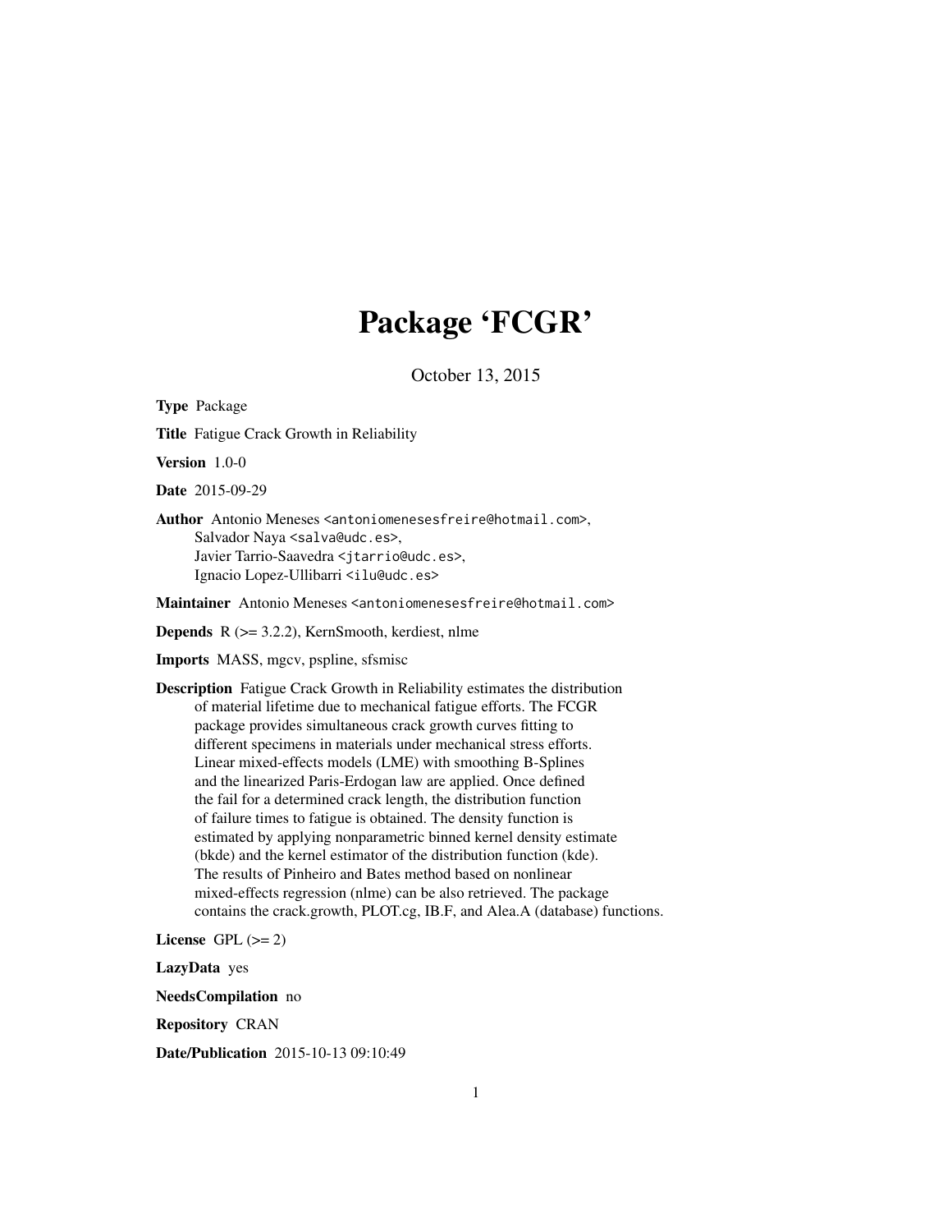# Package 'FCGR'

October 13, 2015

**Type** Package

**Title** Fatigue Crack Growth in Reliability

**Version** 1.0-0

**Date** 2015-09-29

**Author** Antonio Meneses <antoniomenesesfreire@hotmail.com>,
Salvador Naya <salva@udc.es>,
Javier Tarrio-Saavedra <jtarrio@udc.es>,
Ignacio Lopez-Ullibarri <ilu@udc.es>

**Maintainer** Antonio Meneses <antoniomenesesfreire@hotmail.com>

**Depends** R (>= 3.2.2), KernSmooth, kerdiest, nlme

**Imports** MASS, mgcv, pspline, sfsmisc

**Description** Fatigue Crack Growth in Reliability estimates the distribution of material lifetime due to mechanical fatigue efforts. The FCGR package provides simultaneous crack growth curves fitting to different specimens in materials under mechanical stress efforts. Linear mixed-effects models (LME) with smoothing B-Splines and the linearized Paris-Erdogan law are applied. Once defined the fail for a determined crack length, the distribution function of failure times to fatigue is obtained. The density function is estimated by applying nonparametric binned kernel density estimate (bkde) and the kernel estimator of the distribution function (kde). The results of Pinheiro and Bates method based on nonlinear mixed-effects regression (nlme) can be also retrieved. The package contains the crack.growth, PLOT.cg, IB.F, and Alea.A (database) functions.

**License** GPL (>= 2)

**LazyData** yes

**NeedsCompilation** no

**Repository** CRAN

**Date/Publication** 2015-10-13 09:10:49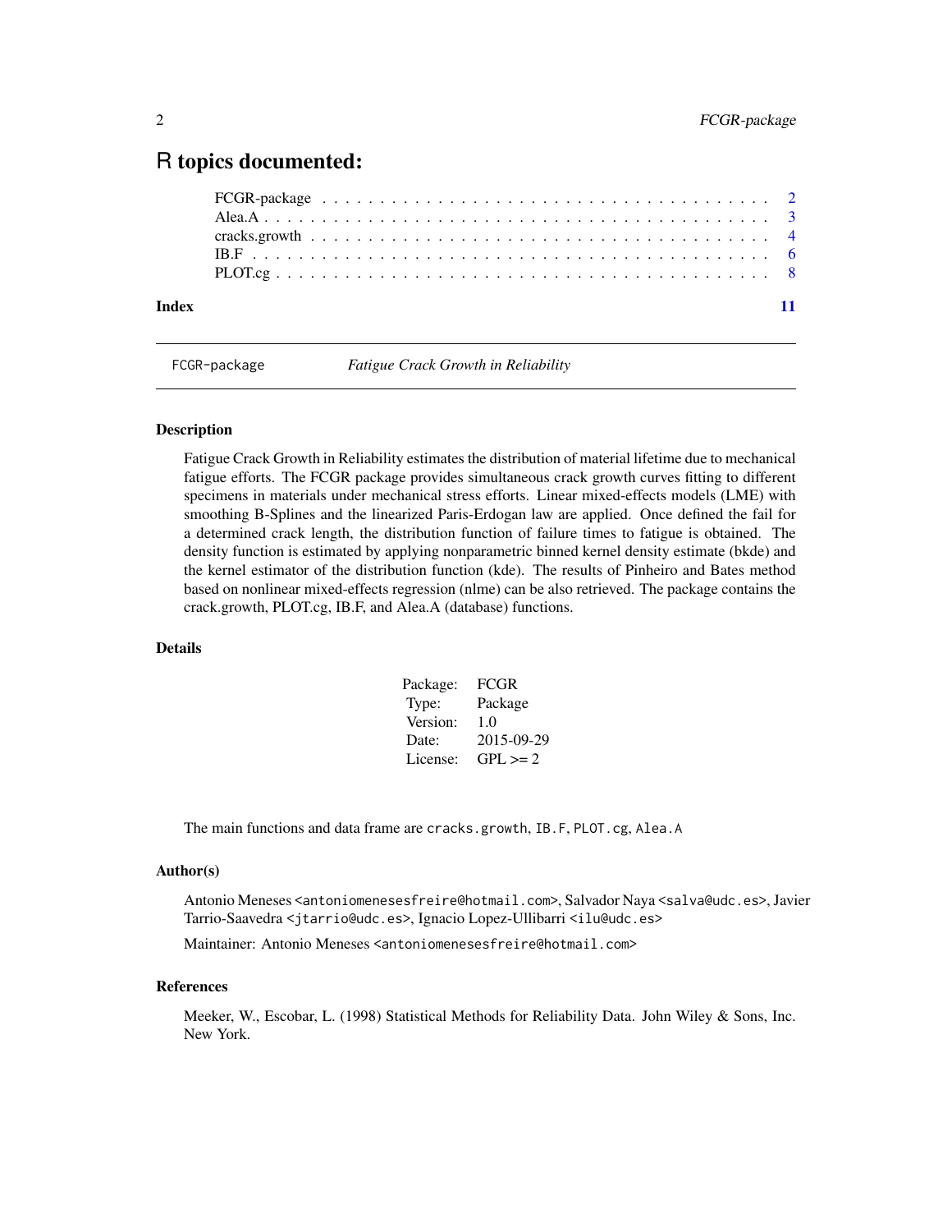# R topics documented:

FCGR-package . . . . . . . . . . . . . . . . . . . . . . . . . . . . . . . . . . . . . 2
Alea.A . . . . . . . . . . . . . . . . . . . . . . . . . . . . . . . . . . . . . . . . . 3
cracks.growth . . . . . . . . . . . . . . . . . . . . . . . . . . . . . . . . . . . . . 4
IB.F . . . . . . . . . . . . . . . . . . . . . . . . . . . . . . . . . . . . . . . . . . 6
PLOT.cg . . . . . . . . . . . . . . . . . . . . . . . . . . . . . . . . . . . . . . . . 8

**Index** **11**

---

`FCGR-package` *Fatigue Crack Growth in Reliability*

---

### Description

Fatigue Crack Growth in Reliability estimates the distribution of material lifetime due to mechanical fatigue efforts. The FCGR package provides simultaneous crack growth curves fitting to different specimens in materials under mechanical stress efforts. Linear mixed-effects models (LME) with smoothing B-Splines and the linearized Paris-Erdogan law are applied. Once defined the fail for a determined crack length, the distribution function of failure times to fatigue is obtained. The density function is estimated by applying nonparametric binned kernel density estimate (bkde) and the kernel estimator of the distribution function (kde). The results of Pinheiro and Bates method based on nonlinear mixed-effects regression (nlme) can be also retrieved. The package contains the crack.growth, PLOT.cg, IB.F, and Alea.A (database) functions.

### Details

| | |
|---|---|
| Package: | FCGR |
| Type: | Package |
| Version: | 1.0 |
| Date: | 2015-09-29 |
| License: | GPL >= 2 |

The main functions and data frame are `cracks.growth`, `IB.F`, `PLOT.cg`, `Alea.A`

### Author(s)

Antonio Meneses <antoniomenesesfreire@hotmail.com>, Salvador Naya <salva@udc.es>, Javier Tarrio-Saavedra <jtarrio@udc.es>, Ignacio Lopez-Ullibarri <ilu@udc.es>

Maintainer: Antonio Meneses <antoniomenesesfreire@hotmail.com>

### References

Meeker, W., Escobar, L. (1998) Statistical Methods for Reliability Data. John Wiley & Sons, Inc. New York.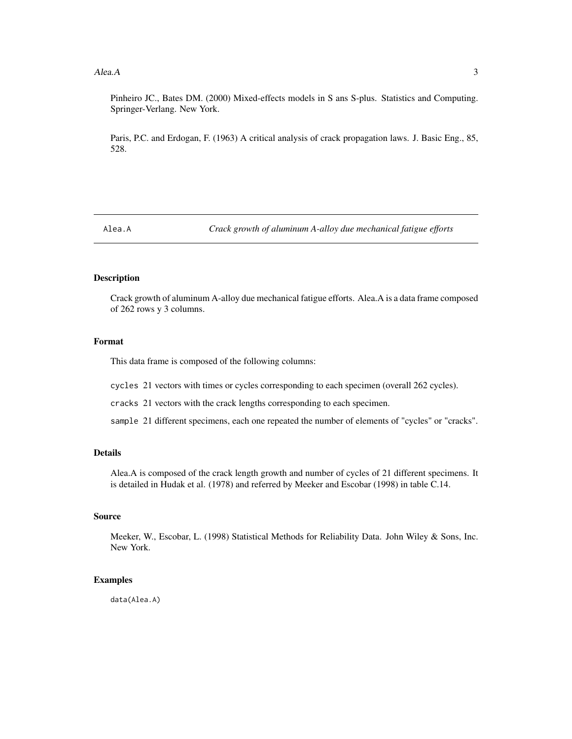Pinheiro JC., Bates DM. (2000) Mixed-effects models in S ans S-plus. Statistics and Computing. Springer-Verlang. New York.

Paris, P.C. and Erdogan, F. (1963) A critical analysis of crack propagation laws. J. Basic Eng., 85, 528.

---

`Alea.A` *Crack growth of aluminum A-alloy due mechanical fatigue efforts*

---

## Description

Crack growth of aluminum A-alloy due mechanical fatigue efforts. Alea.A is a data frame composed of 262 rows y 3 columns.

## Format

This data frame is composed of the following columns:

`cycles` 21 vectors with times or cycles corresponding to each specimen (overall 262 cycles).

`cracks` 21 vectors with the crack lengths corresponding to each specimen.

`sample` 21 different specimens, each one repeated the number of elements of "cycles" or "cracks".

## Details

Alea.A is composed of the crack length growth and number of cycles of 21 different specimens. It is detailed in Hudak et al. (1978) and referred by Meeker and Escobar (1998) in table C.14.

## Source

Meeker, W., Escobar, L. (1998) Statistical Methods for Reliability Data. John Wiley & Sons, Inc. New York.

## Examples

```
data(Alea.A)
```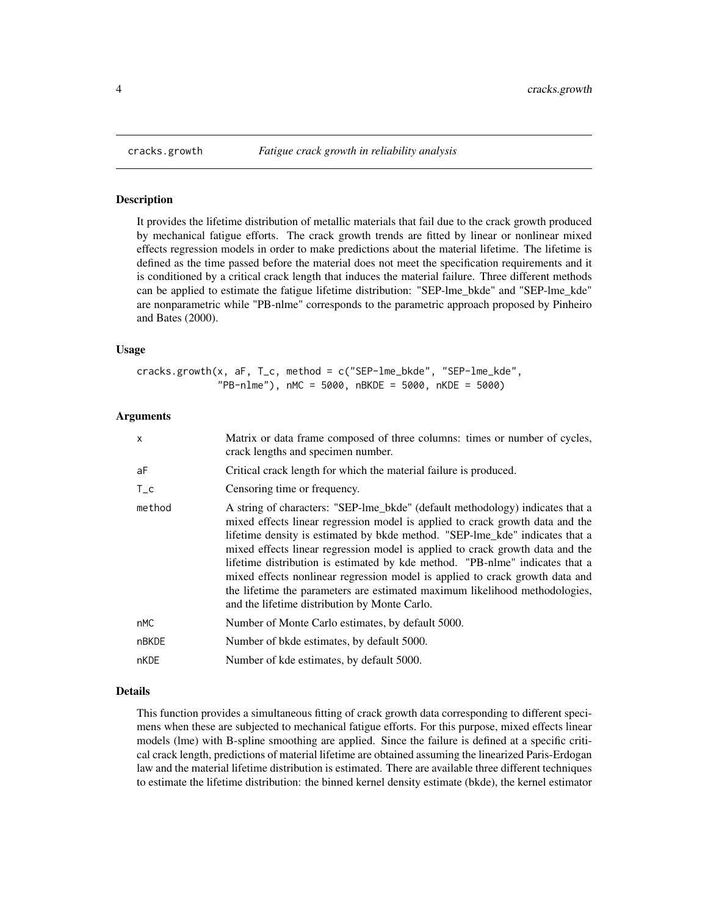# cracks.growth — *Fatigue crack growth in reliability analysis*

## Description

It provides the lifetime distribution of metallic materials that fail due to the crack growth produced by mechanical fatigue efforts. The crack growth trends are fitted by linear or nonlinear mixed effects regression models in order to make predictions about the material lifetime. The lifetime is defined as the time passed before the material does not meet the specification requirements and it is conditioned by a critical crack length that induces the material failure. Three different methods can be applied to estimate the fatigue lifetime distribution: "SEP-lme_bkde" and "SEP-lme_kde" are nonparametric while "PB-nlme" corresponds to the parametric approach proposed by Pinheiro and Bates (2000).

## Usage

```
cracks.growth(x, aF, T_c, method = c("SEP-lme_bkde", "SEP-lme_kde",
              "PB-nlme"), nMC = 5000, nBKDE = 5000, nKDE = 5000)
```

## Arguments

| | |
|---|---|
| `x` | Matrix or data frame composed of three columns: times or number of cycles, crack lengths and specimen number. |
| `aF` | Critical crack length for which the material failure is produced. |
| `T_c` | Censoring time or frequency. |
| `method` | A string of characters: "SEP-lme_bkde" (default methodology) indicates that a mixed effects linear regression model is applied to crack growth data and the lifetime density is estimated by bkde method. "SEP-lme_kde" indicates that a mixed effects linear regression model is applied to crack growth data and the lifetime distribution is estimated by kde method. "PB-nlme" indicates that a mixed effects nonlinear regression model is applied to crack growth data and the lifetime the parameters are estimated maximum likelihood methodologies, and the lifetime distribution by Monte Carlo. |
| `nMC` | Number of Monte Carlo estimates, by default 5000. |
| `nBKDE` | Number of bkde estimates, by default 5000. |
| `nKDE` | Number of kde estimates, by default 5000. |

## Details

This function provides a simultaneous fitting of crack growth data corresponding to different specimens when these are subjected to mechanical fatigue efforts. For this purpose, mixed effects linear models (lme) with B-spline smoothing are applied. Since the failure is defined at a specific critical crack length, predictions of material lifetime are obtained assuming the linearized Paris-Erdogan law and the material lifetime distribution is estimated. There are available three different techniques to estimate the lifetime distribution: the binned kernel density estimate (bkde), the kernel estimator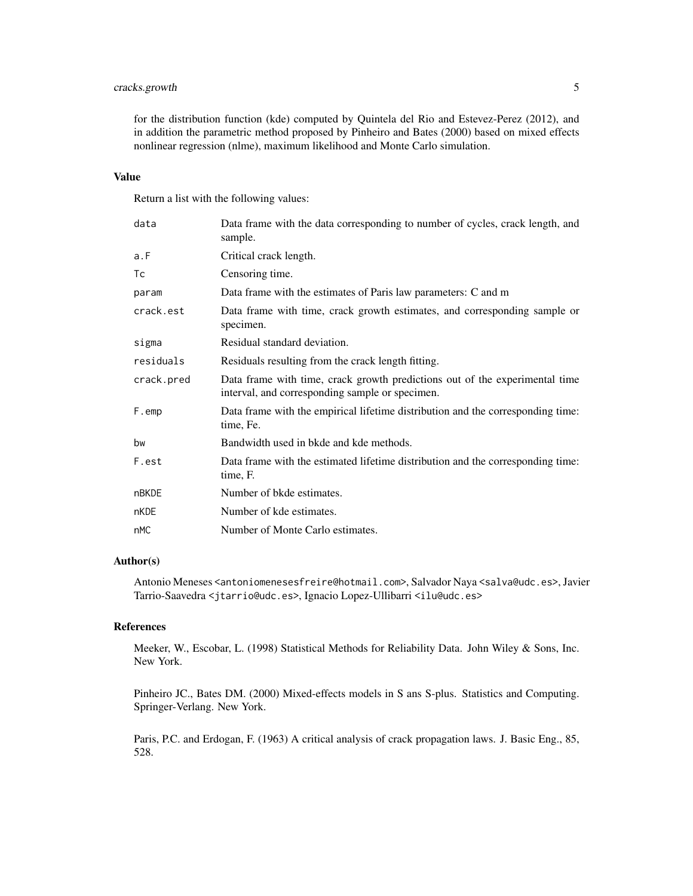for the distribution function (kde) computed by Quintela del Rio and Estevez-Perez (2012), and in addition the parametric method proposed by Pinheiro and Bates (2000) based on mixed effects nonlinear regression (nlme), maximum likelihood and Monte Carlo simulation.

### Value

Return a list with the following values:

| | |
|---|---|
| `data` | Data frame with the data corresponding to number of cycles, crack length, and sample. |
| `a.F` | Critical crack length. |
| `Tc` | Censoring time. |
| `param` | Data frame with the estimates of Paris law parameters: C and m |
| `crack.est` | Data frame with time, crack growth estimates, and corresponding sample or specimen. |
| `sigma` | Residual standard deviation. |
| `residuals` | Residuals resulting from the crack length fitting. |
| `crack.pred` | Data frame with time, crack growth predictions out of the experimental time interval, and corresponding sample or specimen. |
| `F.emp` | Data frame with the empirical lifetime distribution and the corresponding time: time, Fe. |
| `bw` | Bandwidth used in bkde and kde methods. |
| `F.est` | Data frame with the estimated lifetime distribution and the corresponding time: time, F. |
| `nBKDE` | Number of bkde estimates. |
| `nKDE` | Number of kde estimates. |
| `nMC` | Number of Monte Carlo estimates. |

### Author(s)

Antonio Meneses <antoniomenesesfreire@hotmail.com>, Salvador Naya <salva@udc.es>, Javier Tarrio-Saavedra <jtarrio@udc.es>, Ignacio Lopez-Ullibarri <ilu@udc.es>

### References

Meeker, W., Escobar, L. (1998) Statistical Methods for Reliability Data. John Wiley & Sons, Inc. New York.

Pinheiro JC., Bates DM. (2000) Mixed-effects models in S ans S-plus. Statistics and Computing. Springer-Verlang. New York.

Paris, P.C. and Erdogan, F. (1963) A critical analysis of crack propagation laws. J. Basic Eng., 85, 528.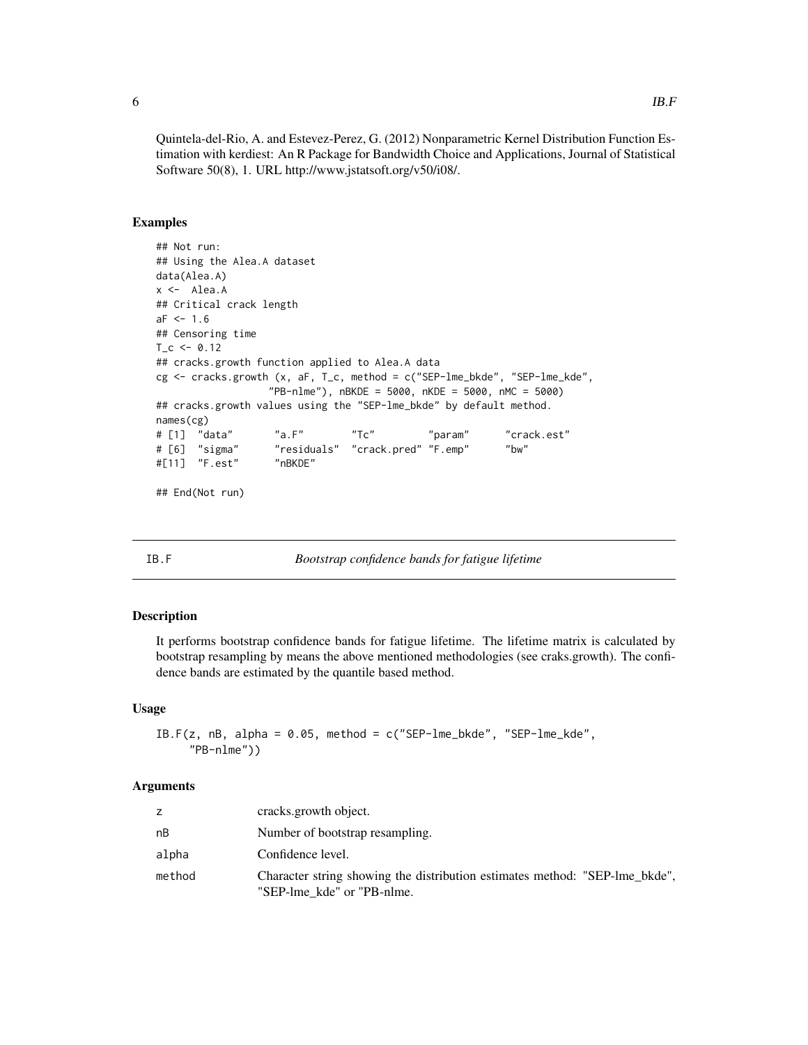Quintela-del-Rio, A. and Estevez-Perez, G. (2012) Nonparametric Kernel Distribution Function Estimation with kerdiest: An R Package for Bandwidth Choice and Applications, Journal of Statistical Software 50(8), 1. URL http://www.jstatsoft.org/v50/i08/.

### Examples

```
## Not run:
## Using the Alea.A dataset
data(Alea.A)
x <-  Alea.A
## Critical crack length
aF <- 1.6
## Censoring time
T_c <- 0.12
## cracks.growth function applied to Alea.A data
cg <- cracks.growth (x, aF, T_c, method = c("SEP-lme_bkde", "SEP-lme_kde",
                     "PB-nlme"), nBKDE = 5000, nKDE = 5000, nMC = 5000)
## cracks.growth values using the "SEP-lme_bkde" by default method.
names(cg)
# [1]  "data"       "a.F"        "Tc"         "param"      "crack.est"
# [6]  "sigma"      "residuals"  "crack.pred" "F.emp"      "bw"
#[11]  "F.est"      "nBKDE"

## End(Not run)
```

## IB.F — *Bootstrap confidence bands for fatigue lifetime*

### Description

It performs bootstrap confidence bands for fatigue lifetime. The lifetime matrix is calculated by bootstrap resampling by means the above mentioned methodologies (see craks.growth). The confidence bands are estimated by the quantile based method.

### Usage

```
IB.F(z, nB, alpha = 0.05, method = c("SEP-lme_bkde", "SEP-lme_kde",
     "PB-nlme"))
```

### Arguments

| | |
|---|---|
| z | cracks.growth object. |
| nB | Number of bootstrap resampling. |
| alpha | Confidence level. |
| method | Character string showing the distribution estimates method: "SEP-lme_bkde", "SEP-lme_kde" or "PB-nlme. |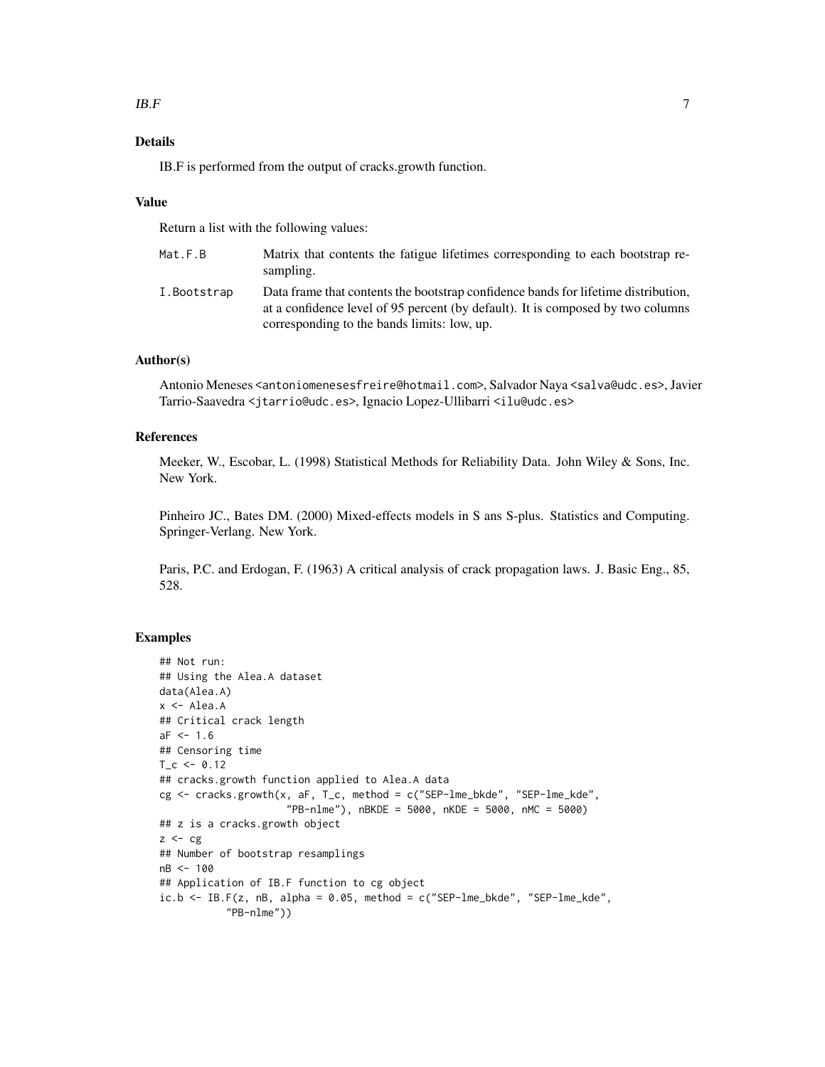## Details

IB.F is performed from the output of cracks.growth function.

## Value

Return a list with the following values:

- `Mat.F.B` — Matrix that contents the fatigue lifetimes corresponding to each bootstrap resampling.
- `I.Bootstrap` — Data frame that contents the bootstrap confidence bands for lifetime distribution, at a confidence level of 95 percent (by default). It is composed by two columns corresponding to the bands limits: low, up.

## Author(s)

Antonio Meneses <antoniomenesesfreire@hotmail.com>, Salvador Naya <salva@udc.es>, Javier Tarrio-Saavedra <jtarrio@udc.es>, Ignacio Lopez-Ullibarri <ilu@udc.es>

## References

Meeker, W., Escobar, L. (1998) Statistical Methods for Reliability Data. John Wiley & Sons, Inc. New York.

Pinheiro JC., Bates DM. (2000) Mixed-effects models in S ans S-plus. Statistics and Computing. Springer-Verlang. New York.

Paris, P.C. and Erdogan, F. (1963) A critical analysis of crack propagation laws. J. Basic Eng., 85, 528.

## Examples

```
## Not run:
## Using the Alea.A dataset
data(Alea.A)
x <- Alea.A
## Critical crack length
aF <- 1.6
## Censoring time
T_c <- 0.12
## cracks.growth function applied to Alea.A data
cg <- cracks.growth(x, aF, T_c, method = c("SEP-lme_bkde", "SEP-lme_kde",
                    "PB-nlme"), nBKDE = 5000, nKDE = 5000, nMC = 5000)
## z is a cracks.growth object
z <- cg
## Number of bootstrap resamplings
nB <- 100
## Application of IB.F function to cg object
ic.b <- IB.F(z, nB, alpha = 0.05, method = c("SEP-lme_bkde", "SEP-lme_kde",
          "PB-nlme"))
```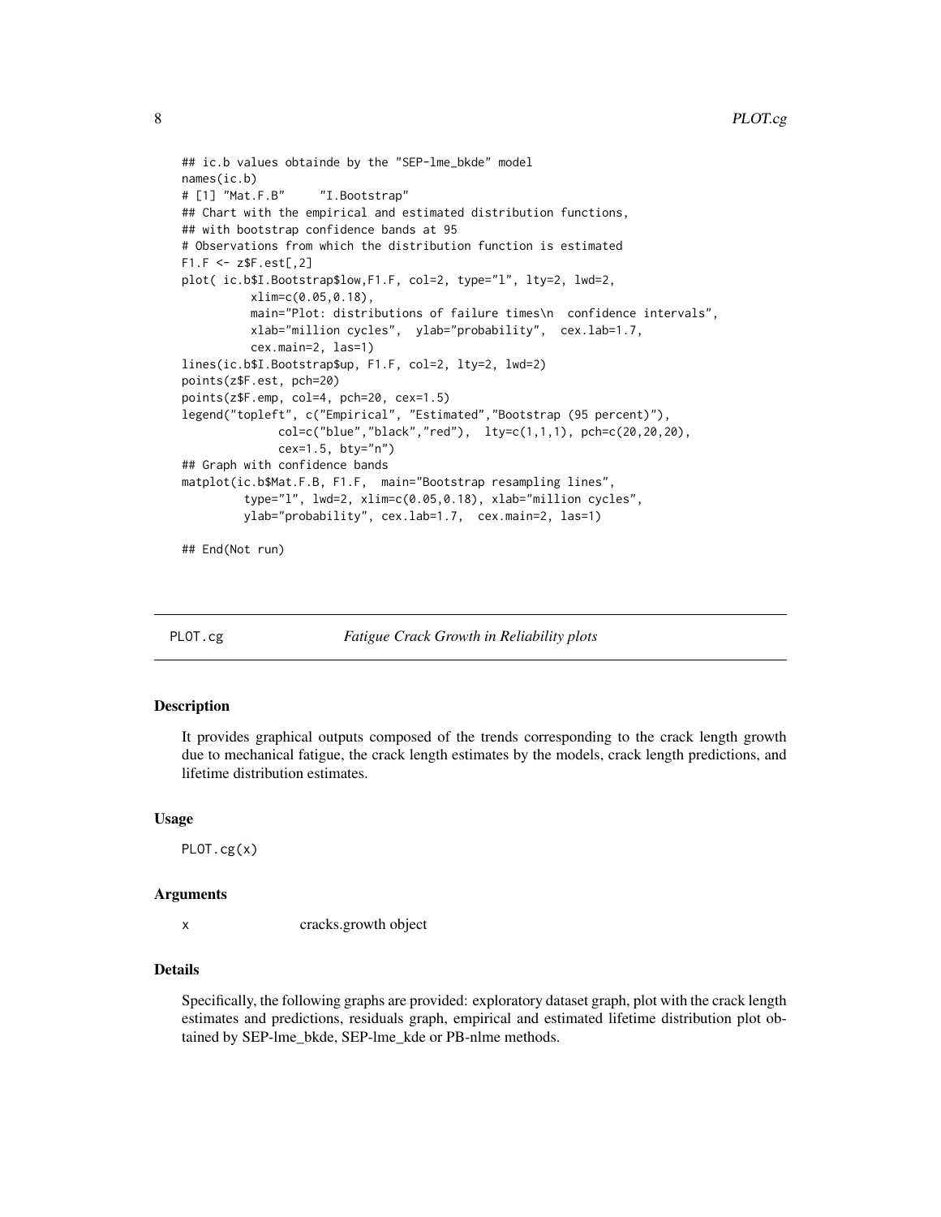```
## ic.b values obtainde by the "SEP-lme_bkde" model
names(ic.b)
# [1] "Mat.F.B"     "I.Bootstrap"
## Chart with the empirical and estimated distribution functions,
## with bootstrap confidence bands at 95
# Observations from which the distribution function is estimated
F1.F <- z$F.est[,2]
plot( ic.b$I.Bootstrap$low,F1.F, col=2, type="l", lty=2, lwd=2,
         xlim=c(0.05,0.18),
         main="Plot: distributions of failure times\n  confidence intervals",
         xlab="million cycles",  ylab="probability",  cex.lab=1.7,
         cex.main=2, las=1)
lines(ic.b$I.Bootstrap$up, F1.F, col=2, lty=2, lwd=2)
points(z$F.est, pch=20)
points(z$F.emp, col=4, pch=20, cex=1.5)
legend("topleft", c("Empirical", "Estimated","Bootstrap (95 percent)"),
             col=c("blue","black","red"),  lty=c(1,1,1), pch=c(20,20,20),
             cex=1.5, bty="n")
## Graph with confidence bands
matplot(ic.b$Mat.F.B, F1.F,  main="Bootstrap resampling lines",
        type="l", lwd=2, xlim=c(0.05,0.18), xlab="million cycles",
        ylab="probability", cex.lab=1.7,  cex.main=2, las=1)

## End(Not run)
```

## PLOT.cg — *Fatigue Crack Growth in Reliability plots*

### Description

It provides graphical outputs composed of the trends corresponding to the crack length growth due to mechanical fatigue, the crack length estimates by the models, crack length predictions, and lifetime distribution estimates.

### Usage

```
PLOT.cg(x)
```

### Arguments

| | |
|---|---|
| x | cracks.growth object |

### Details

Specifically, the following graphs are provided: exploratory dataset graph, plot with the crack length estimates and predictions, residuals graph, empirical and estimated lifetime distribution plot obtained by SEP-lme_bkde, SEP-lme_kde or PB-nlme methods.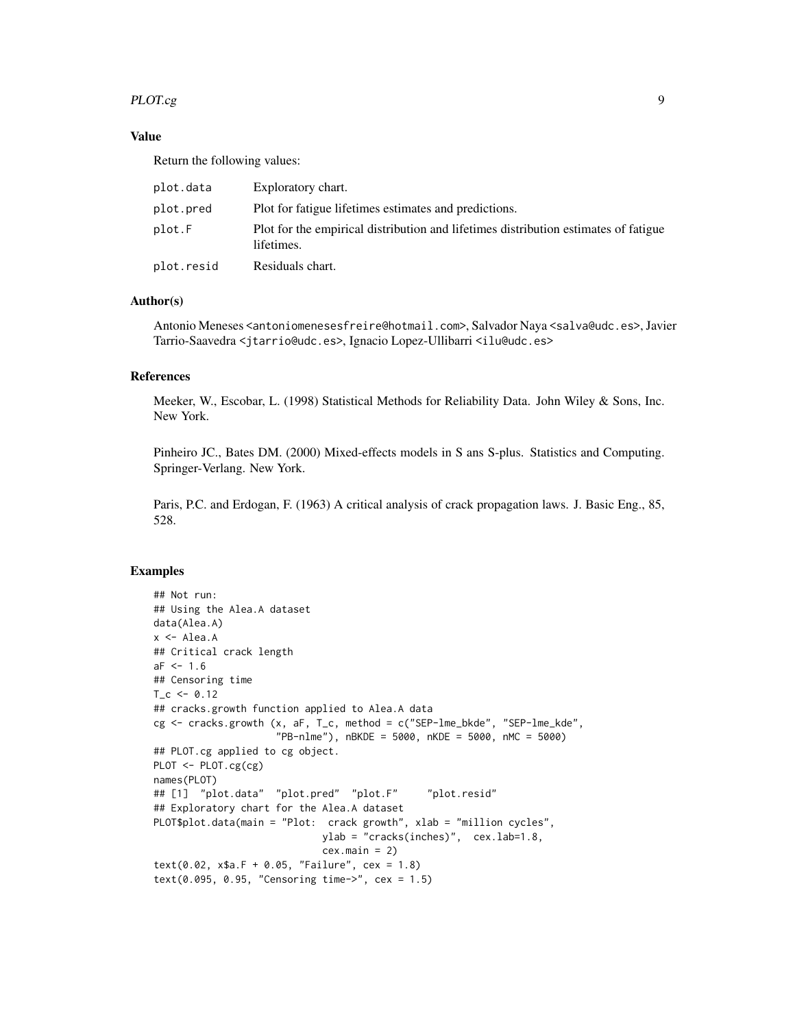## Value

Return the following values:

| | |
|---|---|
| plot.data | Exploratory chart. |
| plot.pred | Plot for fatigue lifetimes estimates and predictions. |
| plot.F | Plot for the empirical distribution and lifetimes distribution estimates of fatigue lifetimes. |
| plot.resid | Residuals chart. |

## Author(s)

Antonio Meneses <antoniomenesesfreire@hotmail.com>, Salvador Naya <salva@udc.es>, Javier Tarrio-Saavedra <jtarrio@udc.es>, Ignacio Lopez-Ullibarri <ilu@udc.es>

## References

Meeker, W., Escobar, L. (1998) Statistical Methods for Reliability Data. John Wiley & Sons, Inc. New York.

Pinheiro JC., Bates DM. (2000) Mixed-effects models in S ans S-plus. Statistics and Computing. Springer-Verlang. New York.

Paris, P.C. and Erdogan, F. (1963) A critical analysis of crack propagation laws. J. Basic Eng., 85, 528.

## Examples

```
## Not run:
## Using the Alea.A dataset
data(Alea.A)
x <- Alea.A
## Critical crack length
aF <- 1.6
## Censoring time
T_c <- 0.12
## cracks.growth function applied to Alea.A data
cg <- cracks.growth (x, aF, T_c, method = c("SEP-lme_bkde", "SEP-lme_kde",
                     "PB-nlme"), nBKDE = 5000, nKDE = 5000, nMC = 5000)
## PLOT.cg applied to cg object.
PLOT <- PLOT.cg(cg)
names(PLOT)
## [1]  "plot.data"  "plot.pred"  "plot.F"     "plot.resid"
## Exploratory chart for the Alea.A dataset
PLOT$plot.data(main = "Plot:  crack growth", xlab = "million cycles",
                             ylab = "cracks(inches)",  cex.lab=1.8,
                             cex.main = 2)
text(0.02, x$a.F + 0.05, "Failure", cex = 1.8)
text(0.095, 0.95, "Censoring time->", cex = 1.5)
```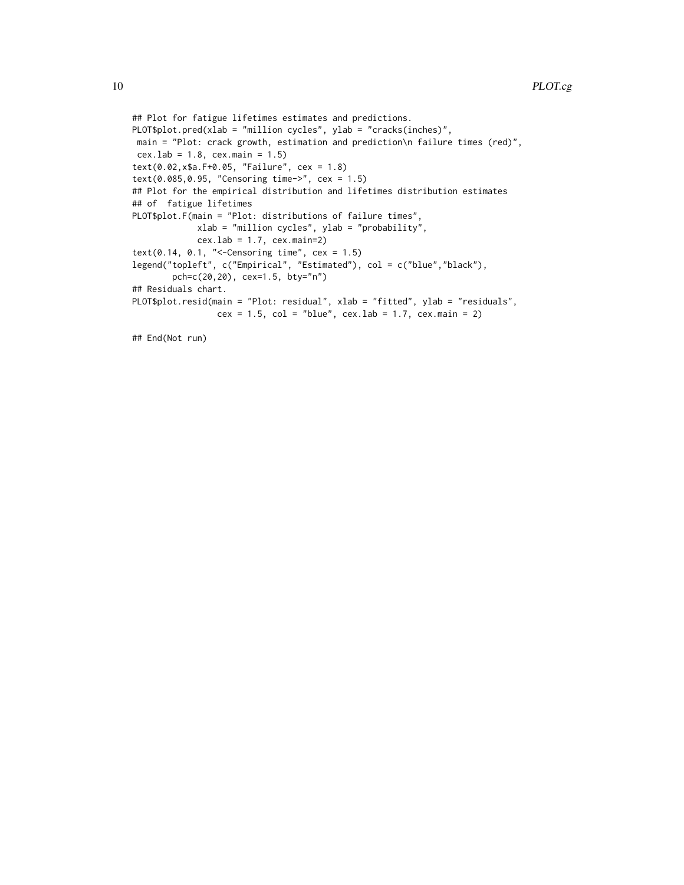```
## Plot for fatigue lifetimes estimates and predictions.
PLOT$plot.pred(xlab = "million cycles", ylab = "cracks(inches)",
 main = "Plot: crack growth, estimation and prediction\n failure times (red)",
 cex.lab = 1.8, cex.main = 1.5)
text(0.02,x$a.F+0.05, "Failure", cex = 1.8)
text(0.085,0.95, "Censoring time->", cex = 1.5)
## Plot for the empirical distribution and lifetimes distribution estimates
## of  fatigue lifetimes
PLOT$plot.F(main = "Plot: distributions of failure times",
            xlab = "million cycles", ylab = "probability",
            cex.lab = 1.7, cex.main=2)
text(0.14, 0.1, "<-Censoring time", cex = 1.5)
legend("topleft", c("Empirical", "Estimated"), col = c("blue","black"),
       pch=c(20,20), cex=1.5, bty="n")
## Residuals chart.
PLOT$plot.resid(main = "Plot: residual", xlab = "fitted", ylab = "residuals",
                cex = 1.5, col = "blue", cex.lab = 1.7, cex.main = 2)

## End(Not run)
```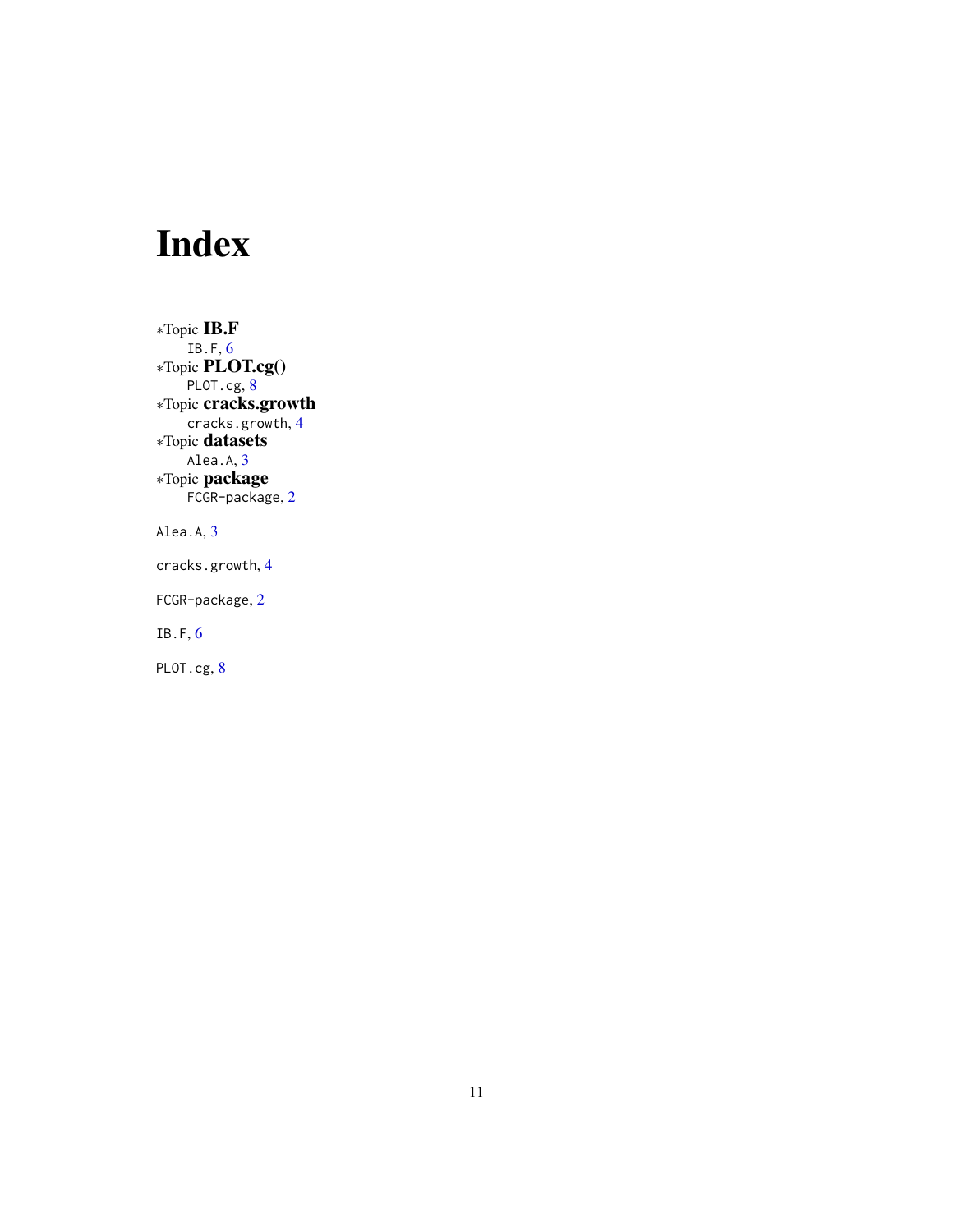# Index

*Topic **IB.F**
    IB.F, 6
*Topic **PLOT.cg()**
    PLOT.cg, 8
*Topic **cracks.growth**
    cracks.growth, 4
*Topic **datasets**
    Alea.A, 3
*Topic **package**
    FCGR-package, 2

Alea.A, 3

cracks.growth, 4

FCGR-package, 2

IB.F, 6

PLOT.cg, 8